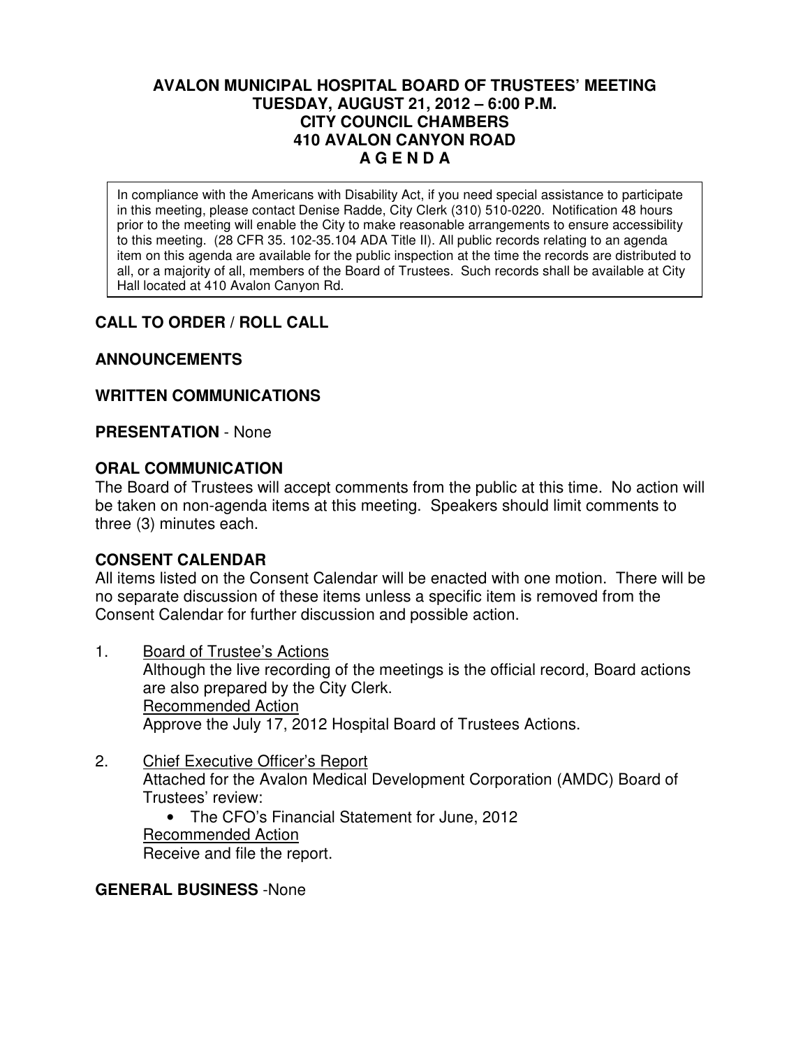# AVALON MUNICIPAL HOSPITAL BOARD OF TRUSTEES' MEETING
## TUESDAY, AUGUST 21, 2012 – 6:00 P.M.
## CITY COUNCIL CHAMBERS
## 410 AVALON CANYON ROAD
## A G E N D A

In compliance with the Americans with Disability Act, if you need special assistance to participate in this meeting, please contact Denise Radde, City Clerk (310) 510-0220. Notification 48 hours prior to the meeting will enable the City to make reasonable arrangements to ensure accessibility to this meeting. (28 CFR 35. 102-35.104 ADA Title II). All public records relating to an agenda item on this agenda are available for the public inspection at the time the records are distributed to all, or a majority of all, members of the Board of Trustees. Such records shall be available at City Hall located at 410 Avalon Canyon Rd.

**CALL TO ORDER / ROLL CALL**

**ANNOUNCEMENTS**

**WRITTEN COMMUNICATIONS**

**PRESENTATION** - None

**ORAL COMMUNICATION**

The Board of Trustees will accept comments from the public at this time. No action will be taken on non-agenda items at this meeting. Speakers should limit comments to three (3) minutes each.

**CONSENT CALENDAR**

All items listed on the Consent Calendar will be enacted with one motion. There will be no separate discussion of these items unless a specific item is removed from the Consent Calendar for further discussion and possible action.

1. Board of Trustee's Actions
   Although the live recording of the meetings is the official record, Board actions are also prepared by the City Clerk.
   Recommended Action
   Approve the July 17, 2012 Hospital Board of Trustees Actions.

2. Chief Executive Officer's Report
   Attached for the Avalon Medical Development Corporation (AMDC) Board of Trustees' review:
   - The CFO's Financial Statement for June, 2012

   Recommended Action
   Receive and file the report.

**GENERAL BUSINESS** -None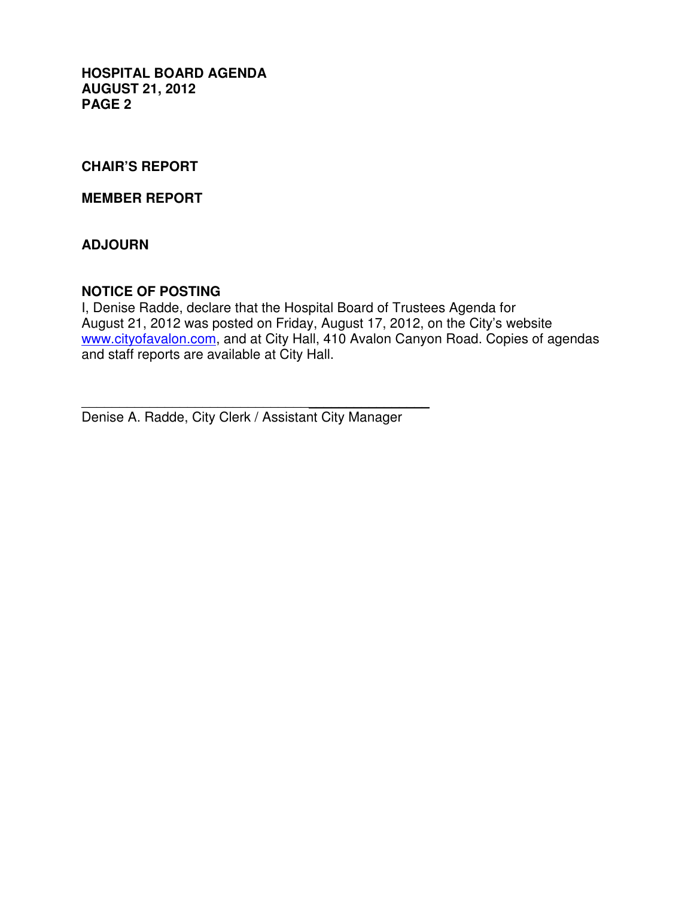**CHAIR'S REPORT**

**MEMBER REPORT**

**ADJOURN**

**NOTICE OF POSTING**

I, Denise Radde, declare that the Hospital Board of Trustees Agenda for August 21, 2012 was posted on Friday, August 17, 2012, on the City's website www.cityofavalon.com, and at City Hall, 410 Avalon Canyon Road. Copies of agendas and staff reports are available at City Hall.

\_\_\_\_\_\_\_\_\_\_\_\_\_\_\_\_\_\_\_\_\_\_\_\_\_\_\_\_\_\_\_\_\_\_\_\_\_\_\_\_\_\_\_\_

Denise A. Radde, City Clerk / Assistant City Manager